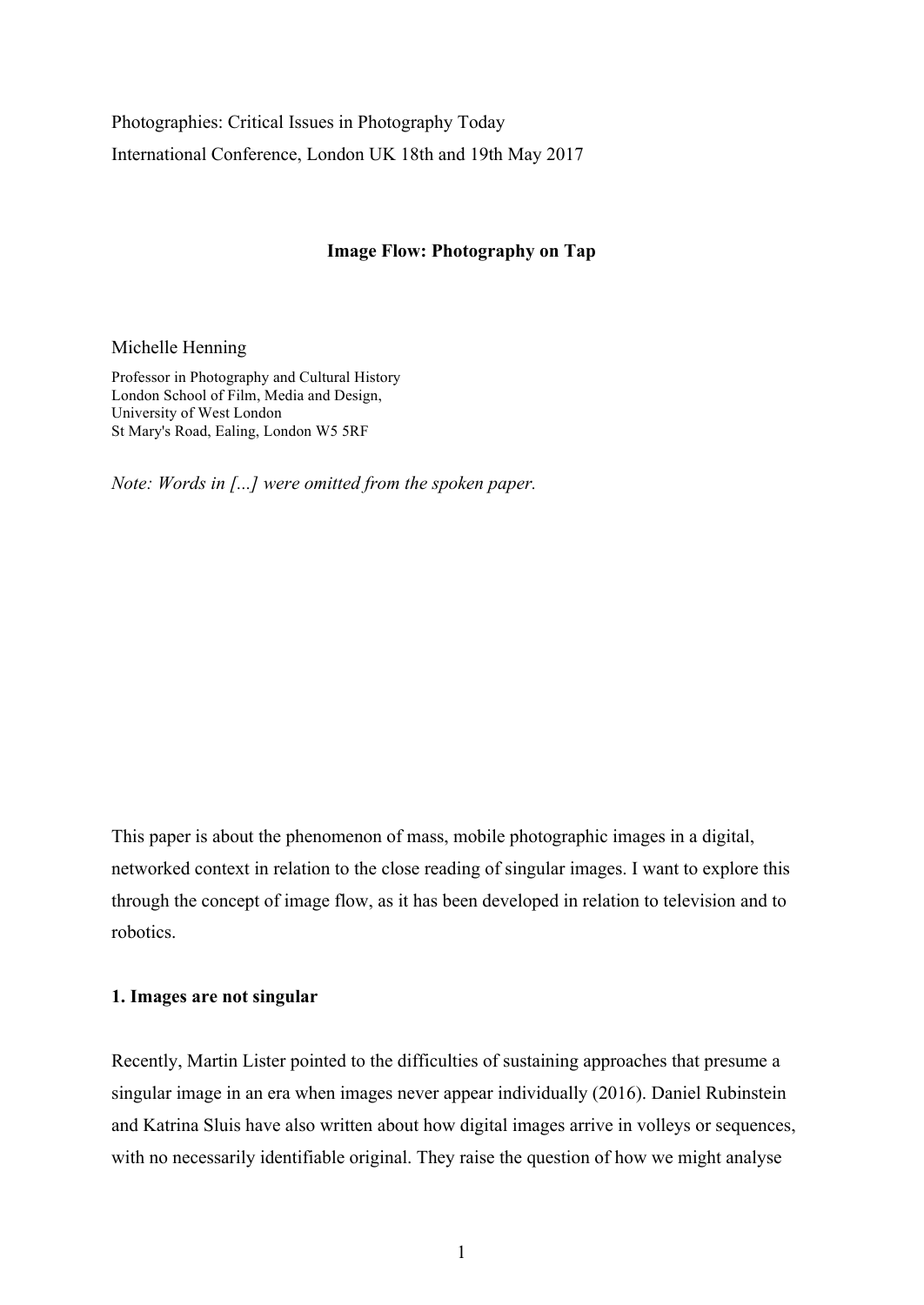Photographies: Critical Issues in Photography Today

International Conference, London UK 18th and 19th May 2017

# Image Flow: Photography on Tap

Michelle Henning

Professor in Photography and Cultural History
London School of Film, Media and Design,
University of West London
St Mary's Road, Ealing, London W5 5RF

*Note: Words in [...] were omitted from the spoken paper.*

This paper is about the phenomenon of mass, mobile photographic images in a digital, networked context in relation to the close reading of singular images. I want to explore this through the concept of image flow, as it has been developed in relation to television and to robotics.

## 1. Images are not singular

Recently, Martin Lister pointed to the difficulties of sustaining approaches that presume a singular image in an era when images never appear individually (2016). Daniel Rubinstein and Katrina Sluis have also written about how digital images arrive in volleys or sequences, with no necessarily identifiable original. They raise the question of how we might analyse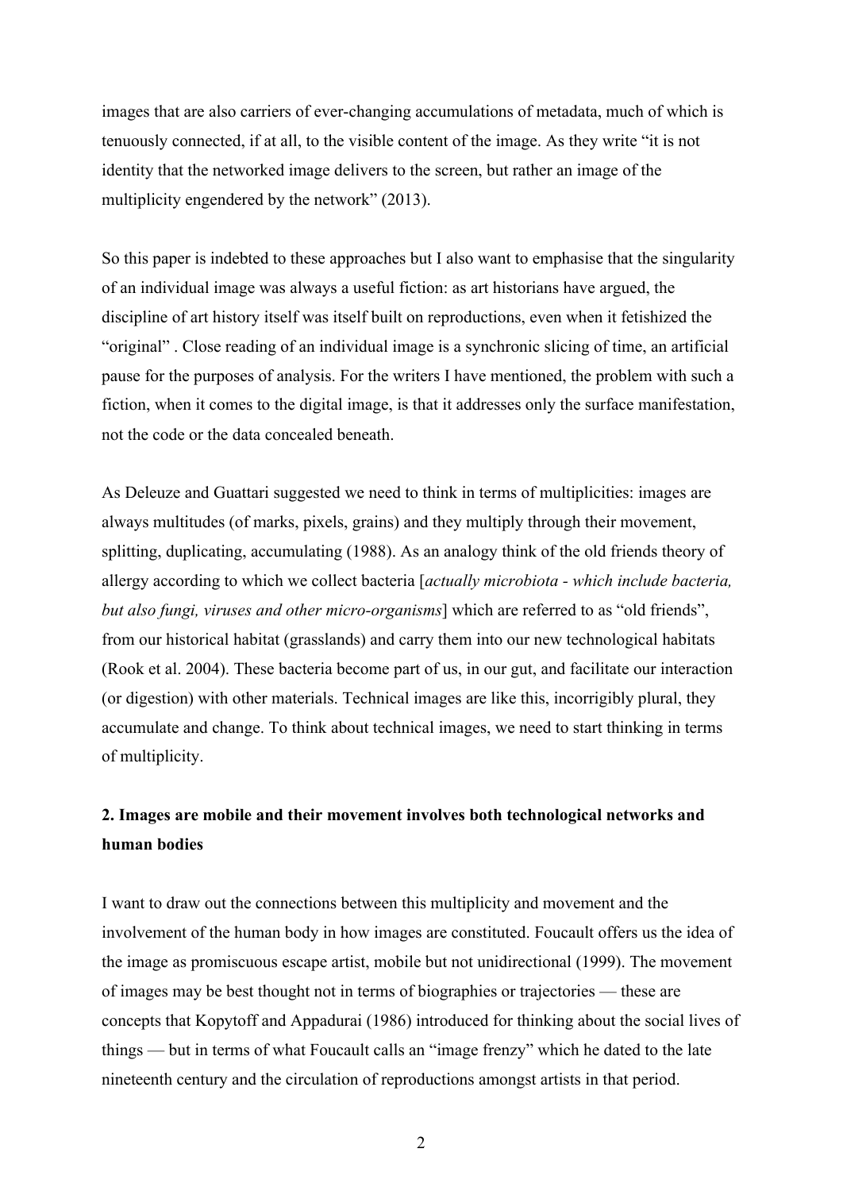images that are also carriers of ever-changing accumulations of metadata, much of which is tenuously connected, if at all, to the visible content of the image. As they write "it is not identity that the networked image delivers to the screen, but rather an image of the multiplicity engendered by the network" (2013).

So this paper is indebted to these approaches but I also want to emphasise that the singularity of an individual image was always a useful fiction: as art historians have argued, the discipline of art history itself was itself built on reproductions, even when it fetishized the "original" . Close reading of an individual image is a synchronic slicing of time, an artificial pause for the purposes of analysis. For the writers I have mentioned, the problem with such a fiction, when it comes to the digital image, is that it addresses only the surface manifestation, not the code or the data concealed beneath.

As Deleuze and Guattari suggested we need to think in terms of multiplicities: images are always multitudes (of marks, pixels, grains) and they multiply through their movement, splitting, duplicating, accumulating (1988). As an analogy think of the old friends theory of allergy according to which we collect bacteria [*actually microbiota - which include bacteria, but also fungi, viruses and other micro-organisms*] which are referred to as "old friends", from our historical habitat (grasslands) and carry them into our new technological habitats (Rook et al. 2004). These bacteria become part of us, in our gut, and facilitate our interaction (or digestion) with other materials. Technical images are like this, incorrigibly plural, they accumulate and change. To think about technical images, we need to start thinking in terms of multiplicity.

## 2. Images are mobile and their movement involves both technological networks and human bodies

I want to draw out the connections between this multiplicity and movement and the involvement of the human body in how images are constituted. Foucault offers us the idea of the image as promiscuous escape artist, mobile but not unidirectional (1999). The movement of images may be best thought not in terms of biographies or trajectories — these are concepts that Kopytoff and Appadurai (1986) introduced for thinking about the social lives of things — but in terms of what Foucault calls an "image frenzy" which he dated to the late nineteenth century and the circulation of reproductions amongst artists in that period.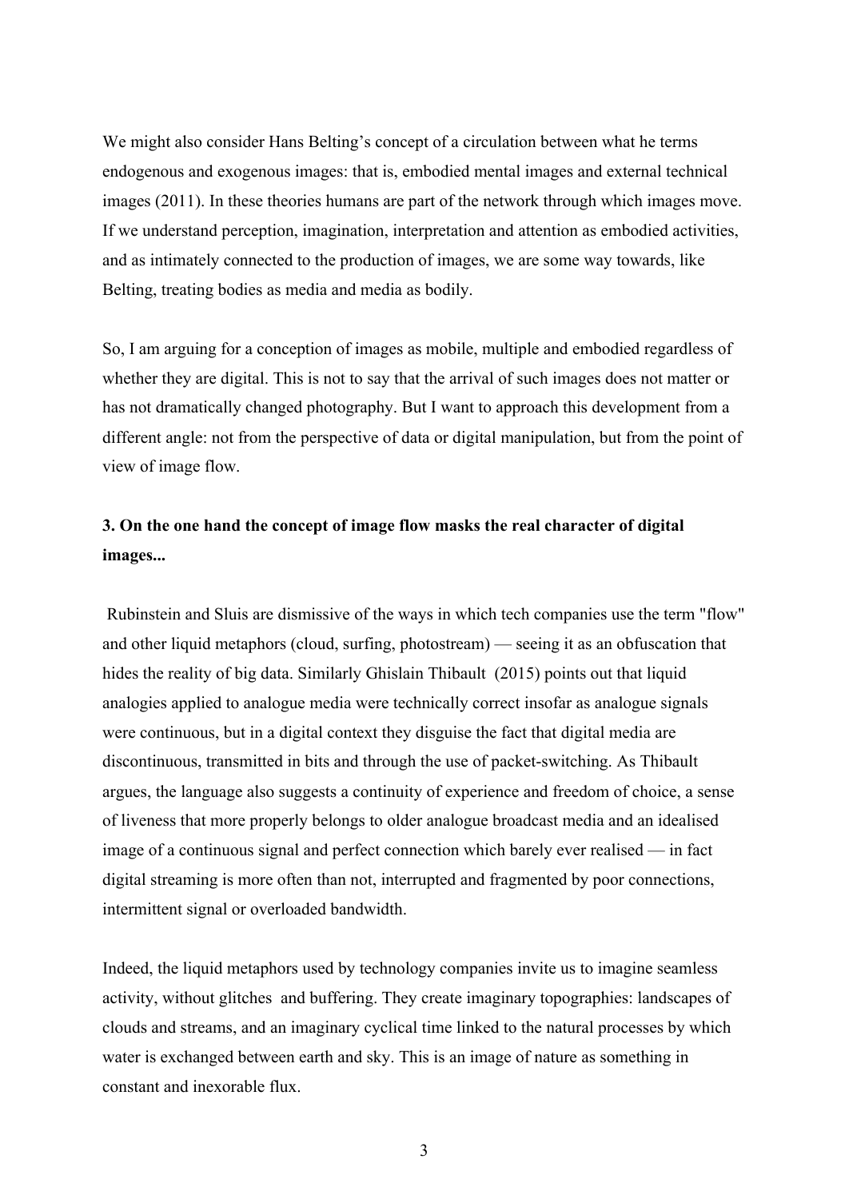We might also consider Hans Belting's concept of a circulation between what he terms endogenous and exogenous images: that is, embodied mental images and external technical images (2011). In these theories humans are part of the network through which images move. If we understand perception, imagination, interpretation and attention as embodied activities, and as intimately connected to the production of images, we are some way towards, like Belting, treating bodies as media and media as bodily.

So, I am arguing for a conception of images as mobile, multiple and embodied regardless of whether they are digital. This is not to say that the arrival of such images does not matter or has not dramatically changed photography. But I want to approach this development from a different angle: not from the perspective of data or digital manipulation, but from the point of view of image flow.

### 3. On the one hand the concept of image flow masks the real character of digital images...

Rubinstein and Sluis are dismissive of the ways in which tech companies use the term "flow" and other liquid metaphors (cloud, surfing, photostream) — seeing it as an obfuscation that hides the reality of big data. Similarly Ghislain Thibault (2015) points out that liquid analogies applied to analogue media were technically correct insofar as analogue signals were continuous, but in a digital context they disguise the fact that digital media are discontinuous, transmitted in bits and through the use of packet-switching. As Thibault argues, the language also suggests a continuity of experience and freedom of choice, a sense of liveness that more properly belongs to older analogue broadcast media and an idealised image of a continuous signal and perfect connection which barely ever realised — in fact digital streaming is more often than not, interrupted and fragmented by poor connections, intermittent signal or overloaded bandwidth.

Indeed, the liquid metaphors used by technology companies invite us to imagine seamless activity, without glitches and buffering. They create imaginary topographies: landscapes of clouds and streams, and an imaginary cyclical time linked to the natural processes by which water is exchanged between earth and sky. This is an image of nature as something in constant and inexorable flux.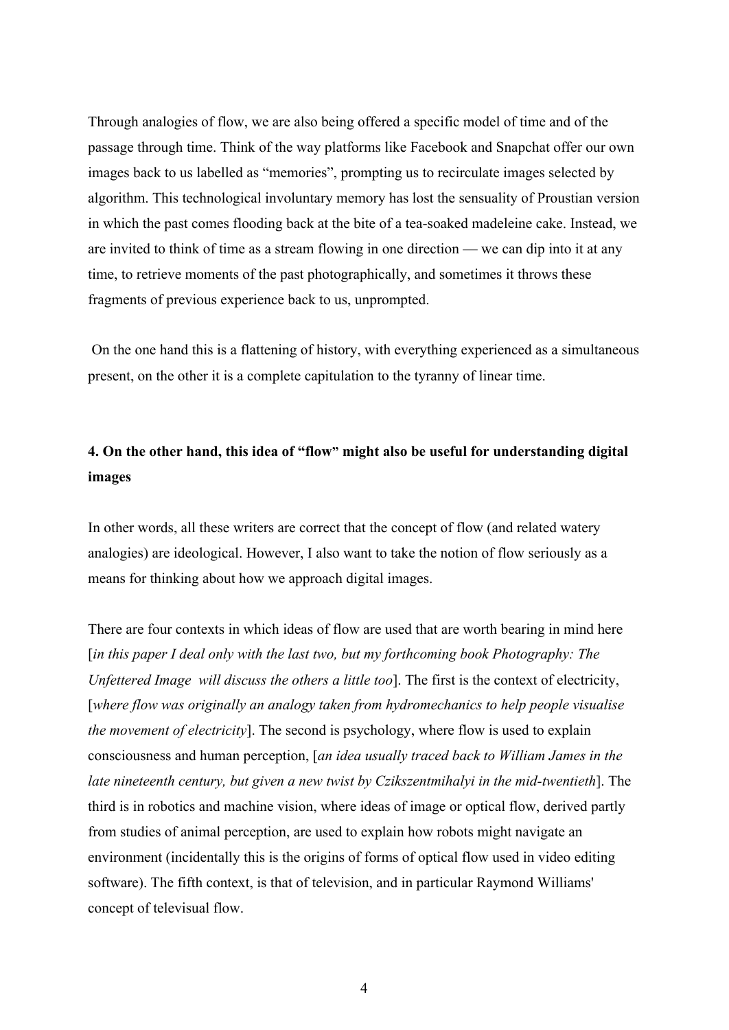Through analogies of flow, we are also being offered a specific model of time and of the passage through time. Think of the way platforms like Facebook and Snapchat offer our own images back to us labelled as "memories", prompting us to recirculate images selected by algorithm. This technological involuntary memory has lost the sensuality of Proustian version in which the past comes flooding back at the bite of a tea-soaked madeleine cake. Instead, we are invited to think of time as a stream flowing in one direction — we can dip into it at any time, to retrieve moments of the past photographically, and sometimes it throws these fragments of previous experience back to us, unprompted.

On the one hand this is a flattening of history, with everything experienced as a simultaneous present, on the other it is a complete capitulation to the tyranny of linear time.

### 4. On the other hand, this idea of "flow" might also be useful for understanding digital images

In other words, all these writers are correct that the concept of flow (and related watery analogies) are ideological. However, I also want to take the notion of flow seriously as a means for thinking about how we approach digital images.

There are four contexts in which ideas of flow are used that are worth bearing in mind here [*in this paper I deal only with the last two, but my forthcoming book Photography: The Unfettered Image will discuss the others a little too*]. The first is the context of electricity, [*where flow was originally an analogy taken from hydromechanics to help people visualise the movement of electricity*]. The second is psychology, where flow is used to explain consciousness and human perception, [*an idea usually traced back to William James in the late nineteenth century, but given a new twist by Czikszentmihalyi in the mid-twentieth*]. The third is in robotics and machine vision, where ideas of image or optical flow, derived partly from studies of animal perception, are used to explain how robots might navigate an environment (incidentally this is the origins of forms of optical flow used in video editing software). The fifth context, is that of television, and in particular Raymond Williams' concept of televisual flow.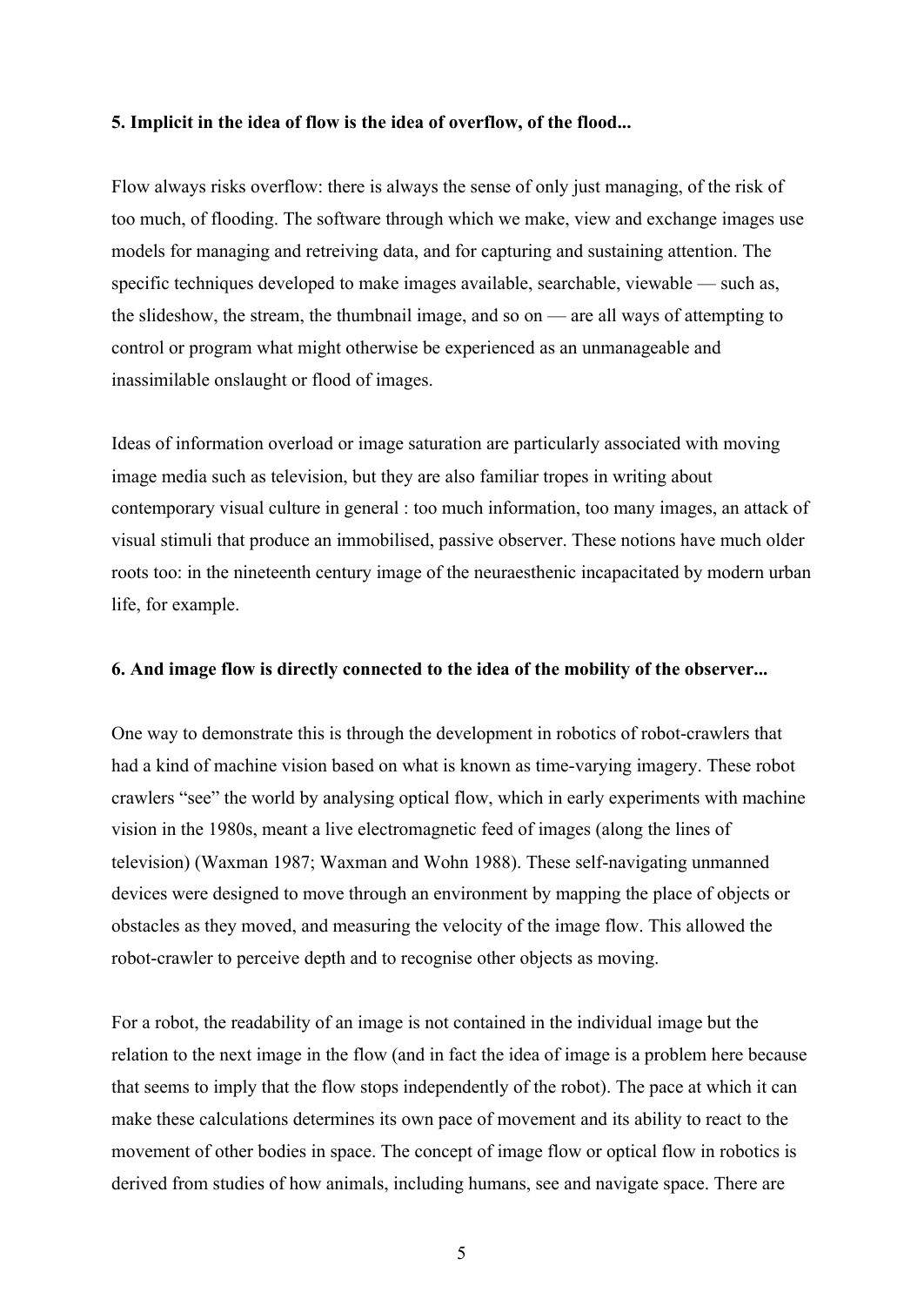**5. Implicit in the idea of flow is the idea of overflow, of the flood...**

Flow always risks overflow: there is always the sense of only just managing, of the risk of too much, of flooding. The software through which we make, view and exchange images use models for managing and retreiving data, and for capturing and sustaining attention. The specific techniques developed to make images available, searchable, viewable — such as, the slideshow, the stream, the thumbnail image, and so on — are all ways of attempting to control or program what might otherwise be experienced as an unmanageable and inassimilable onslaught or flood of images.

Ideas of information overload or image saturation are particularly associated with moving image media such as television, but they are also familiar tropes in writing about contemporary visual culture in general : too much information, too many images, an attack of visual stimuli that produce an immobilised, passive observer. These notions have much older roots too: in the nineteenth century image of the neuraesthenic incapacitated by modern urban life, for example.

**6. And image flow is directly connected to the idea of the mobility of the observer...**

One way to demonstrate this is through the development in robotics of robot-crawlers that had a kind of machine vision based on what is known as time-varying imagery. These robot crawlers "see" the world by analysing optical flow, which in early experiments with machine vision in the 1980s, meant a live electromagnetic feed of images (along the lines of television) (Waxman 1987; Waxman and Wohn 1988). These self-navigating unmanned devices were designed to move through an environment by mapping the place of objects or obstacles as they moved, and measuring the velocity of the image flow. This allowed the robot-crawler to perceive depth and to recognise other objects as moving.

For a robot, the readability of an image is not contained in the individual image but the relation to the next image in the flow (and in fact the idea of image is a problem here because that seems to imply that the flow stops independently of the robot). The pace at which it can make these calculations determines its own pace of movement and its ability to react to the movement of other bodies in space. The concept of image flow or optical flow in robotics is derived from studies of how animals, including humans, see and navigate space. There are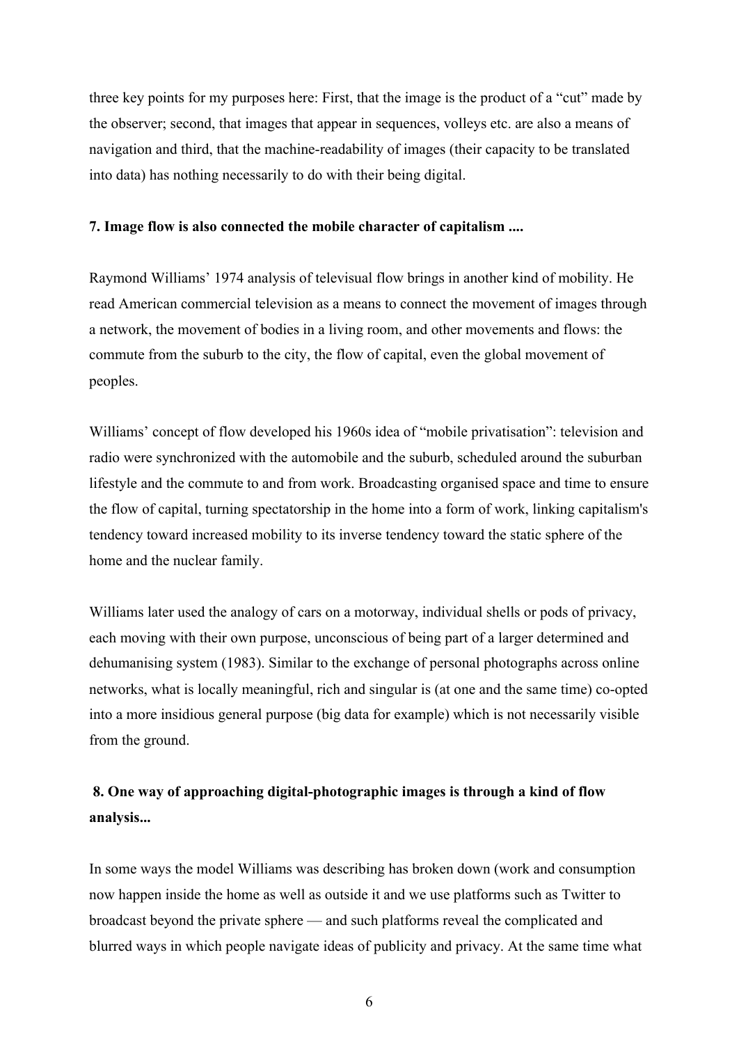three key points for my purposes here: First, that the image is the product of a "cut" made by the observer; second, that images that appear in sequences, volleys etc. are also a means of navigation and third, that the machine-readability of images (their capacity to be translated into data) has nothing necessarily to do with their being digital.

**7. Image flow is also connected the mobile character of capitalism ....**

Raymond Williams' 1974 analysis of televisual flow brings in another kind of mobility. He read American commercial television as a means to connect the movement of images through a network, the movement of bodies in a living room, and other movements and flows: the commute from the suburb to the city, the flow of capital, even the global movement of peoples.

Williams' concept of flow developed his 1960s idea of "mobile privatisation": television and radio were synchronized with the automobile and the suburb, scheduled around the suburban lifestyle and the commute to and from work. Broadcasting organised space and time to ensure the flow of capital, turning spectatorship in the home into a form of work, linking capitalism's tendency toward increased mobility to its inverse tendency toward the static sphere of the home and the nuclear family.

Williams later used the analogy of cars on a motorway, individual shells or pods of privacy, each moving with their own purpose, unconscious of being part of a larger determined and dehumanising system (1983). Similar to the exchange of personal photographs across online networks, what is locally meaningful, rich and singular is (at one and the same time) co-opted into a more insidious general purpose (big data for example) which is not necessarily visible from the ground.

**8. One way of approaching digital-photographic images is through a kind of flow analysis...**

In some ways the model Williams was describing has broken down (work and consumption now happen inside the home as well as outside it and we use platforms such as Twitter to broadcast beyond the private sphere — and such platforms reveal the complicated and blurred ways in which people navigate ideas of publicity and privacy. At the same time what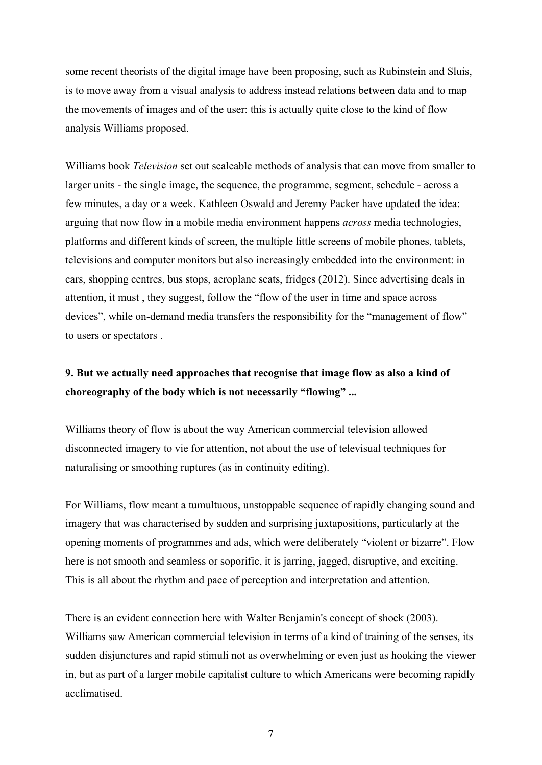some recent theorists of the digital image have been proposing, such as Rubinstein and Sluis, is to move away from a visual analysis to address instead relations between data and to map the movements of images and of the user: this is actually quite close to the kind of flow analysis Williams proposed.

Williams book *Television* set out scaleable methods of analysis that can move from smaller to larger units - the single image, the sequence, the programme, segment, schedule - across a few minutes, a day or a week. Kathleen Oswald and Jeremy Packer have updated the idea: arguing that now flow in a mobile media environment happens *across* media technologies, platforms and different kinds of screen, the multiple little screens of mobile phones, tablets, televisions and computer monitors but also increasingly embedded into the environment: in cars, shopping centres, bus stops, aeroplane seats, fridges (2012). Since advertising deals in attention, it must , they suggest, follow the "flow of the user in time and space across devices", while on-demand media transfers the responsibility for the "management of flow" to users or spectators .

**9. But we actually need approaches that recognise that image flow as also a kind of choreography of the body which is not necessarily "flowing" ...**

Williams theory of flow is about the way American commercial television allowed disconnected imagery to vie for attention, not about the use of televisual techniques for naturalising or smoothing ruptures (as in continuity editing).

For Williams, flow meant a tumultuous, unstoppable sequence of rapidly changing sound and imagery that was characterised by sudden and surprising juxtapositions, particularly at the opening moments of programmes and ads, which were deliberately "violent or bizarre". Flow here is not smooth and seamless or soporific, it is jarring, jagged, disruptive, and exciting. This is all about the rhythm and pace of perception and interpretation and attention.

There is an evident connection here with Walter Benjamin's concept of shock (2003). Williams saw American commercial television in terms of a kind of training of the senses, its sudden disjunctures and rapid stimuli not as overwhelming or even just as hooking the viewer in, but as part of a larger mobile capitalist culture to which Americans were becoming rapidly acclimatised.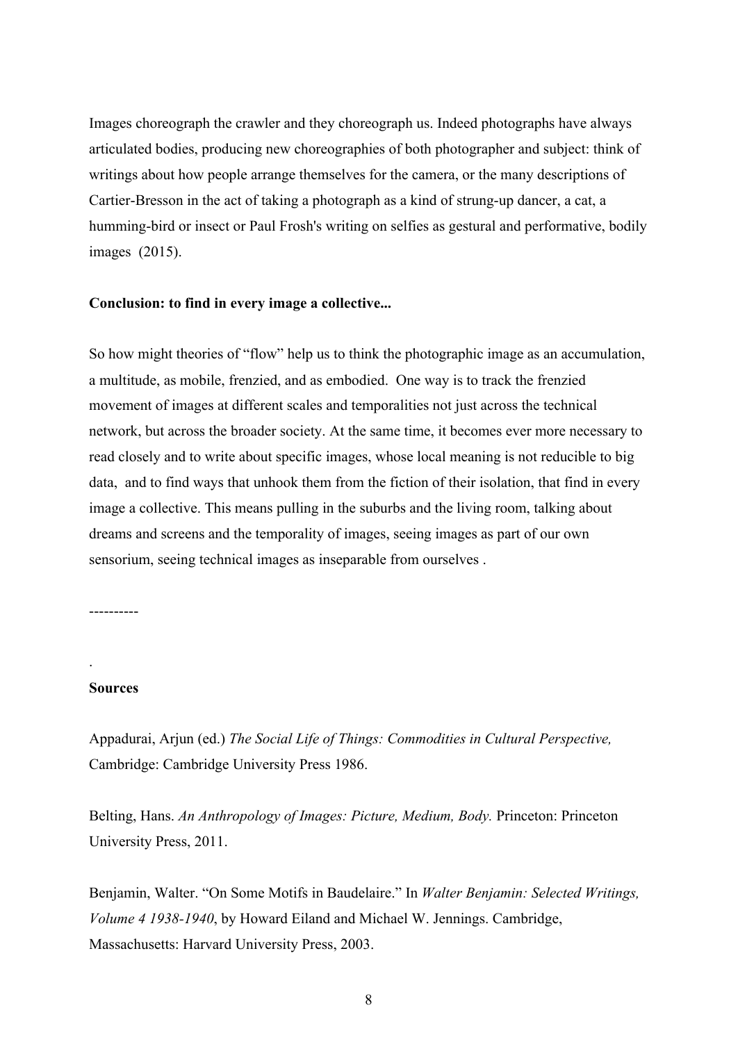Images choreograph the crawler and they choreograph us. Indeed photographs have always articulated bodies, producing new choreographies of both photographer and subject: think of writings about how people arrange themselves for the camera, or the many descriptions of Cartier-Bresson in the act of taking a photograph as a kind of strung-up dancer, a cat, a humming-bird or insect or Paul Frosh's writing on selfies as gestural and performative, bodily images (2015).

**Conclusion: to find in every image a collective...**

So how might theories of "flow" help us to think the photographic image as an accumulation, a multitude, as mobile, frenzied, and as embodied. One way is to track the frenzied movement of images at different scales and temporalities not just across the technical network, but across the broader society. At the same time, it becomes ever more necessary to read closely and to write about specific images, whose local meaning is not reducible to big data, and to find ways that unhook them from the fiction of their isolation, that find in every image a collective. This means pulling in the suburbs and the living room, talking about dreams and screens and the temporality of images, seeing images as part of our own sensorium, seeing technical images as inseparable from ourselves .

----------

.

**Sources**

Appadurai, Arjun (ed.) *The Social Life of Things: Commodities in Cultural Perspective,* Cambridge: Cambridge University Press 1986.

Belting, Hans. *An Anthropology of Images: Picture, Medium, Body.* Princeton: Princeton University Press, 2011.

Benjamin, Walter. "On Some Motifs in Baudelaire." In *Walter Benjamin: Selected Writings, Volume 4 1938-1940*, by Howard Eiland and Michael W. Jennings. Cambridge, Massachusetts: Harvard University Press, 2003.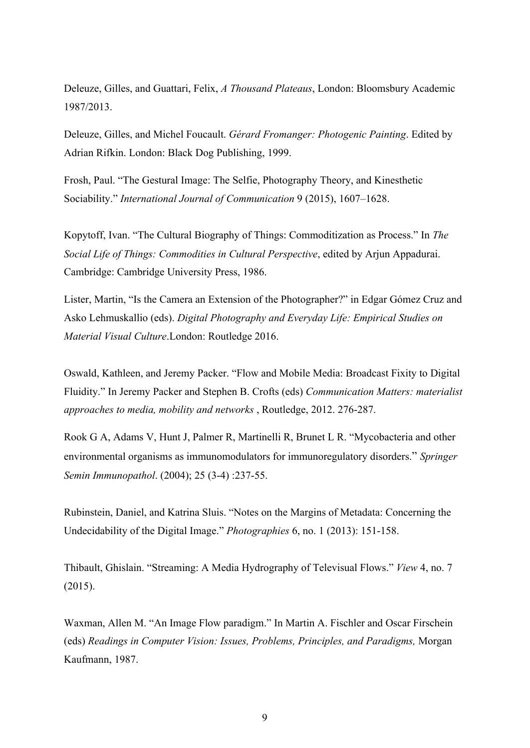Deleuze, Gilles, and Guattari, Felix, *A Thousand Plateaus*, London: Bloomsbury Academic 1987/2013.

Deleuze, Gilles, and Michel Foucault. *Gérard Fromanger: Photogenic Painting*. Edited by Adrian Rifkin. London: Black Dog Publishing, 1999.

Frosh, Paul. "The Gestural Image: The Selfie, Photography Theory, and Kinesthetic Sociability." *International Journal of Communication* 9 (2015), 1607–1628.

Kopytoff, Ivan. "The Cultural Biography of Things: Commoditization as Process." In *The Social Life of Things: Commodities in Cultural Perspective*, edited by Arjun Appadurai. Cambridge: Cambridge University Press, 1986.

Lister, Martin, "Is the Camera an Extension of the Photographer?" in Edgar Gómez Cruz and Asko Lehmuskallio (eds). *Digital Photography and Everyday Life: Empirical Studies on Material Visual Culture*.London: Routledge 2016.

Oswald, Kathleen, and Jeremy Packer. "Flow and Mobile Media: Broadcast Fixity to Digital Fluidity." In Jeremy Packer and Stephen B. Crofts (eds) *Communication Matters: materialist approaches to media, mobility and networks* , Routledge, 2012. 276-287.

Rook G A, Adams V, Hunt J, Palmer R, Martinelli R, Brunet L R. "Mycobacteria and other environmental organisms as immunomodulators for immunoregulatory disorders." *Springer Semin Immunopathol*. (2004); 25 (3-4) :237-55.

Rubinstein, Daniel, and Katrina Sluis. "Notes on the Margins of Metadata: Concerning the Undecidability of the Digital Image." *Photographies* 6, no. 1 (2013): 151-158.

Thibault, Ghislain. "Streaming: A Media Hydrography of Televisual Flows." *View* 4, no. 7 (2015).

Waxman, Allen M. "An Image Flow paradigm." In Martin A. Fischler and Oscar Firschein (eds) *Readings in Computer Vision: Issues, Problems, Principles, and Paradigms,* Morgan Kaufmann, 1987.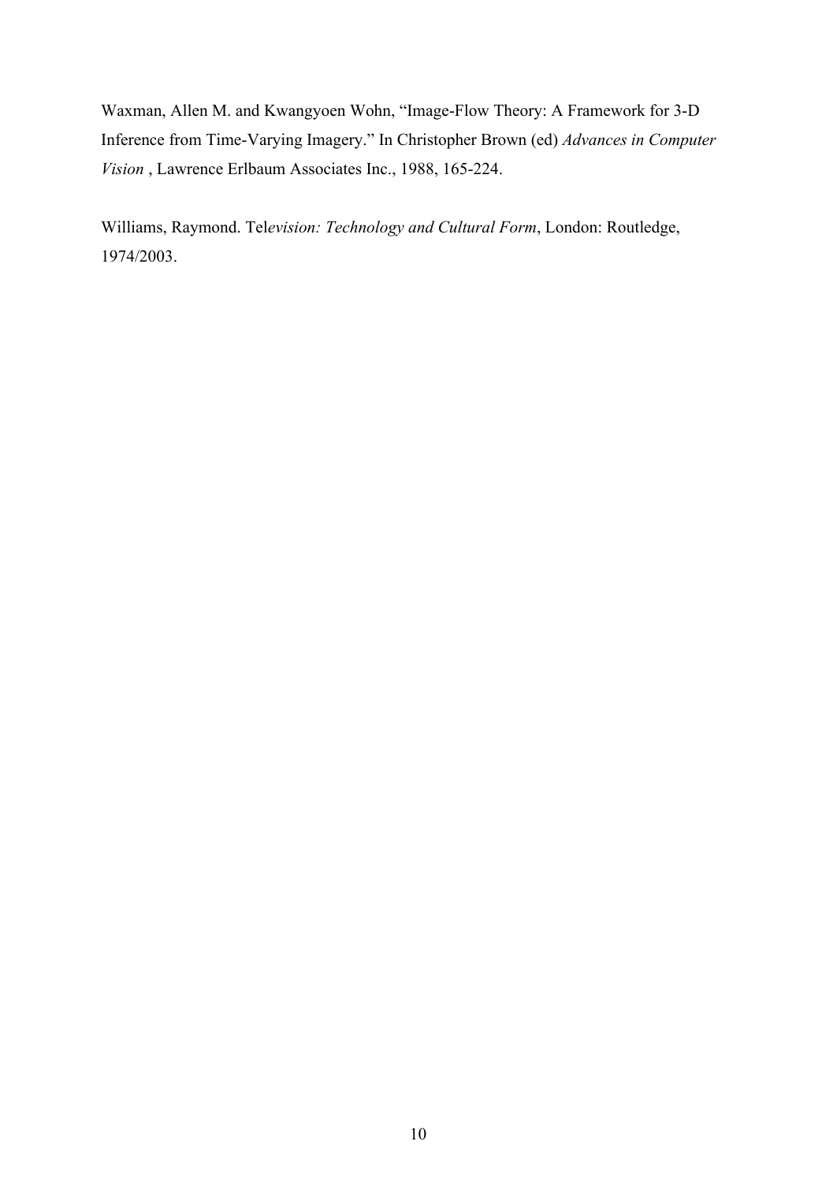Waxman, Allen M. and Kwangyoen Wohn, "Image-Flow Theory: A Framework for 3-D Inference from Time-Varying Imagery." In Christopher Brown (ed) *Advances in Computer Vision* , Lawrence Erlbaum Associates Inc., 1988, 165-224.

Williams, Raymond. Tel*evision: Technology and Cultural Form*, London: Routledge, 1974/2003.